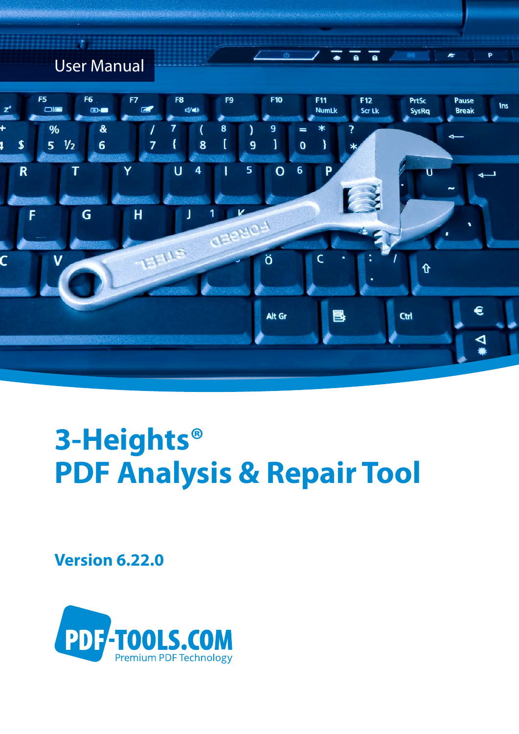User Manual

# 3-Heights®
# PDF Analysis & Repair Tool

**Version 6.22.0**

PDF-TOOLS.COM
Premium PDF Technology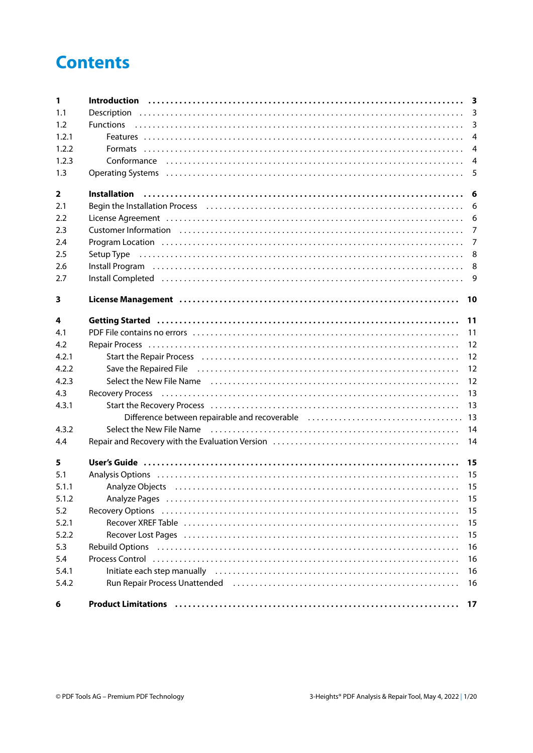# Contents

| | | |
|---|---|---|
| **1** | **Introduction** | **3** |
| 1.1 | Description | 3 |
| 1.2 | Functions | 3 |
| 1.2.1 | Features | 4 |
| 1.2.2 | Formats | 4 |
| 1.2.3 | Conformance | 4 |
| 1.3 | Operating Systems | 5 |
| **2** | **Installation** | **6** |
| 2.1 | Begin the Installation Process | 6 |
| 2.2 | License Agreement | 6 |
| 2.3 | Customer Information | 7 |
| 2.4 | Program Location | 7 |
| 2.5 | Setup Type | 8 |
| 2.6 | Install Program | 8 |
| 2.7 | Install Completed | 9 |
| **3** | **License Management** | **10** |
| **4** | **Getting Started** | **11** |
| 4.1 | PDF File contains no errors | 11 |
| 4.2 | Repair Process | 12 |
| 4.2.1 | Start the Repair Process | 12 |
| 4.2.2 | Save the Repaired File | 12 |
| 4.2.3 | Select the New File Name | 12 |
| 4.3 | Recovery Process | 13 |
| 4.3.1 | Start the Recovery Process | 13 |
| | Difference between repairable and recoverable | 13 |
| 4.3.2 | Select the New File Name | 14 |
| 4.4 | Repair and Recovery with the Evaluation Version | 14 |
| **5** | **User's Guide** | **15** |
| 5.1 | Analysis Options | 15 |
| 5.1.1 | Analyze Objects | 15 |
| 5.1.2 | Analyze Pages | 15 |
| 5.2 | Recovery Options | 15 |
| 5.2.1 | Recover XREF Table | 15 |
| 5.2.2 | Recover Lost Pages | 15 |
| 5.3 | Rebuild Options | 16 |
| 5.4 | Process Control | 16 |
| 5.4.1 | Initiate each step manually | 16 |
| 5.4.2 | Run Repair Process Unattended | 16 |
| **6** | **Product Limitations** | **17** |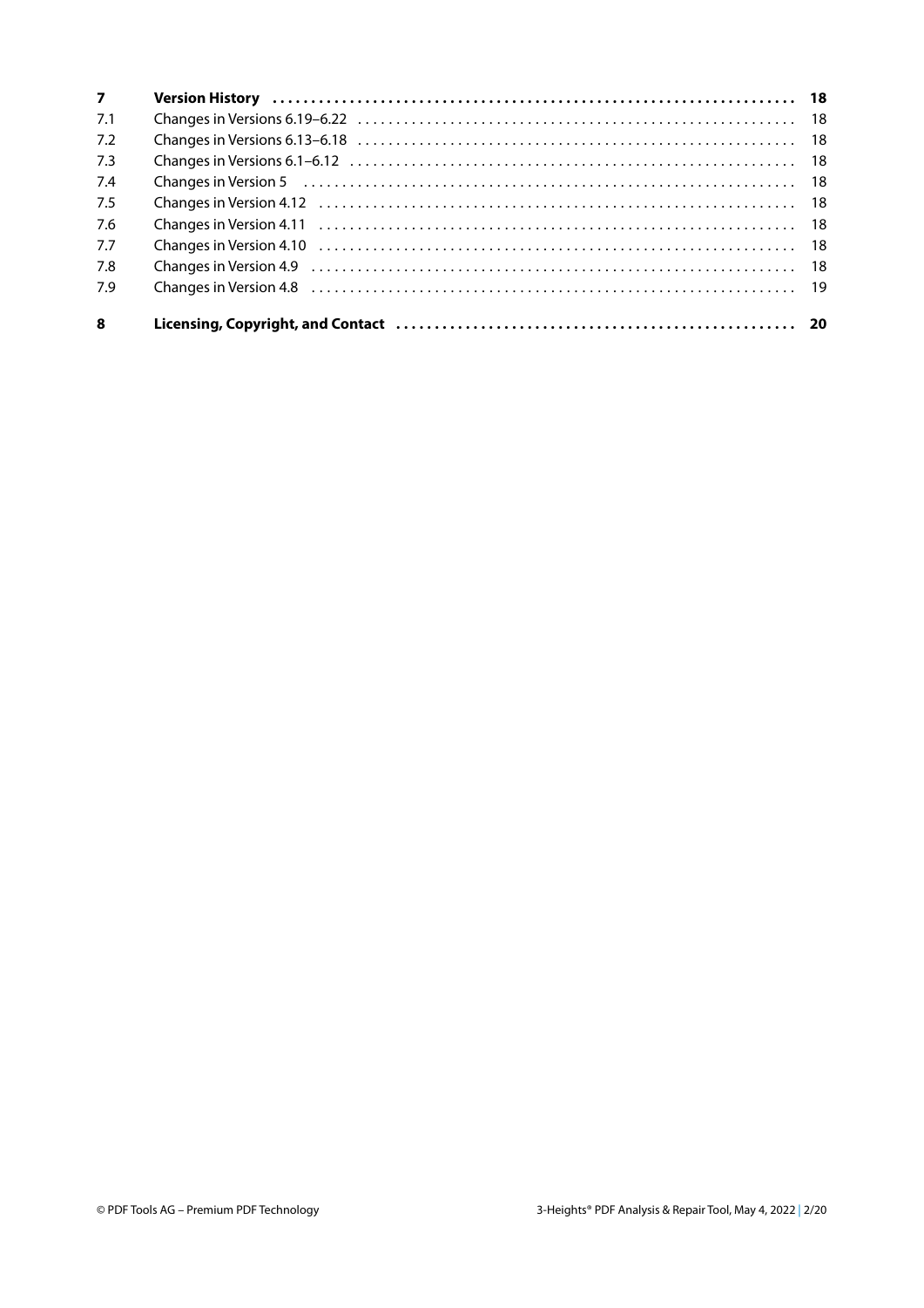| | | |
|---|---|---|
| **7** | **Version History** | **18** |
| 7.1 | Changes in Versions 6.19–6.22 | 18 |
| 7.2 | Changes in Versions 6.13–6.18 | 18 |
| 7.3 | Changes in Versions 6.1–6.12 | 18 |
| 7.4 | Changes in Version 5 | 18 |
| 7.5 | Changes in Version 4.12 | 18 |
| 7.6 | Changes in Version 4.11 | 18 |
| 7.7 | Changes in Version 4.10 | 18 |
| 7.8 | Changes in Version 4.9 | 18 |
| 7.9 | Changes in Version 4.8 | 19 |
| **8** | **Licensing, Copyright, and Contact** | **20** |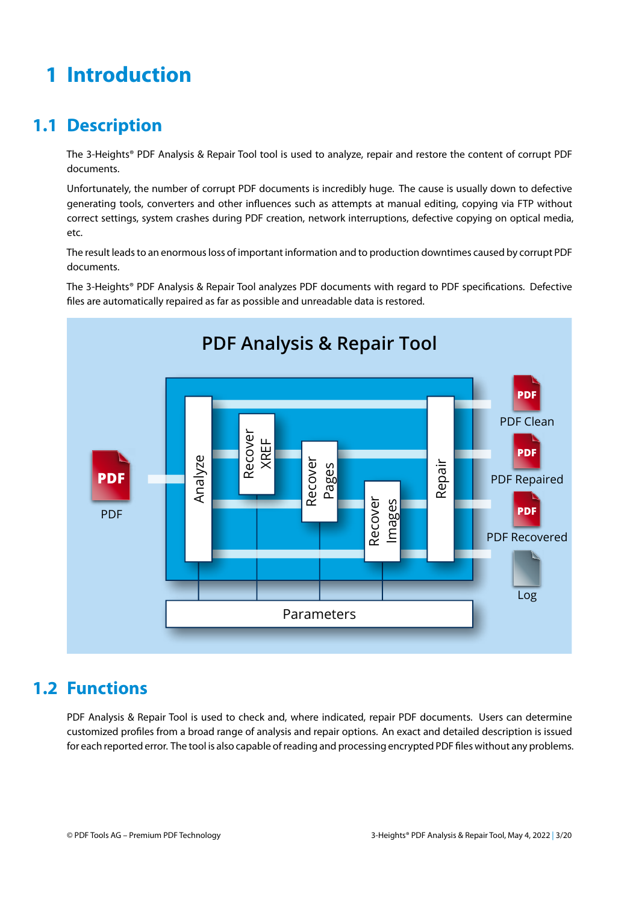# 1 Introduction

## 1.1 Description

The 3-Heights® PDF Analysis & Repair Tool tool is used to analyze, repair and restore the content of corrupt PDF documents.

Unfortunately, the number of corrupt PDF documents is incredibly huge. The cause is usually down to defective generating tools, converters and other influences such as attempts at manual editing, copying via FTP without correct settings, system crashes during PDF creation, network interruptions, defective copying on optical media, etc.

The result leads to an enormous loss of important information and to production downtimes caused by corrupt PDF documents.

The 3-Heights® PDF Analysis & Repair Tool analyzes PDF documents with regard to PDF specifications. Defective files are automatically repaired as far as possible and unreadable data is restored.

## 1.2 Functions

PDF Analysis & Repair Tool is used to check and, where indicated, repair PDF documents. Users can determine customized profiles from a broad range of analysis and repair options. An exact and detailed description is issued for each reported error. The tool is also capable of reading and processing encrypted PDF files without any problems.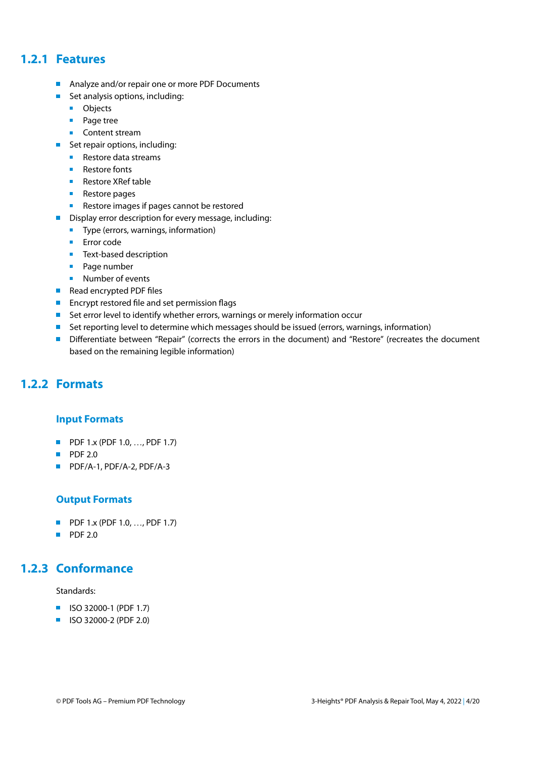### 1.2.1 Features

- Analyze and/or repair one or more PDF Documents
- Set analysis options, including:
  - Objects
  - Page tree
  - Content stream
- Set repair options, including:
  - Restore data streams
  - Restore fonts
  - Restore XRef table
  - Restore pages
  - Restore images if pages cannot be restored
- Display error description for every message, including:
  - Type (errors, warnings, information)
  - Error code
  - Text-based description
  - Page number
  - Number of events
- Read encrypted PDF files
- Encrypt restored file and set permission flags
- Set error level to identify whether errors, warnings or merely information occur
- Set reporting level to determine which messages should be issued (errors, warnings, information)
- Differentiate between "Repair" (corrects the errors in the document) and "Restore" (recreates the document based on the remaining legible information)

### 1.2.2 Formats

#### Input Formats

- PDF 1.x (PDF 1.0, …, PDF 1.7)
- PDF 2.0
- PDF/A-1, PDF/A-2, PDF/A-3

#### Output Formats

- PDF 1.x (PDF 1.0, …, PDF 1.7)
- PDF 2.0

### 1.2.3 Conformance

Standards:

- ISO 32000-1 (PDF 1.7)
- ISO 32000-2 (PDF 2.0)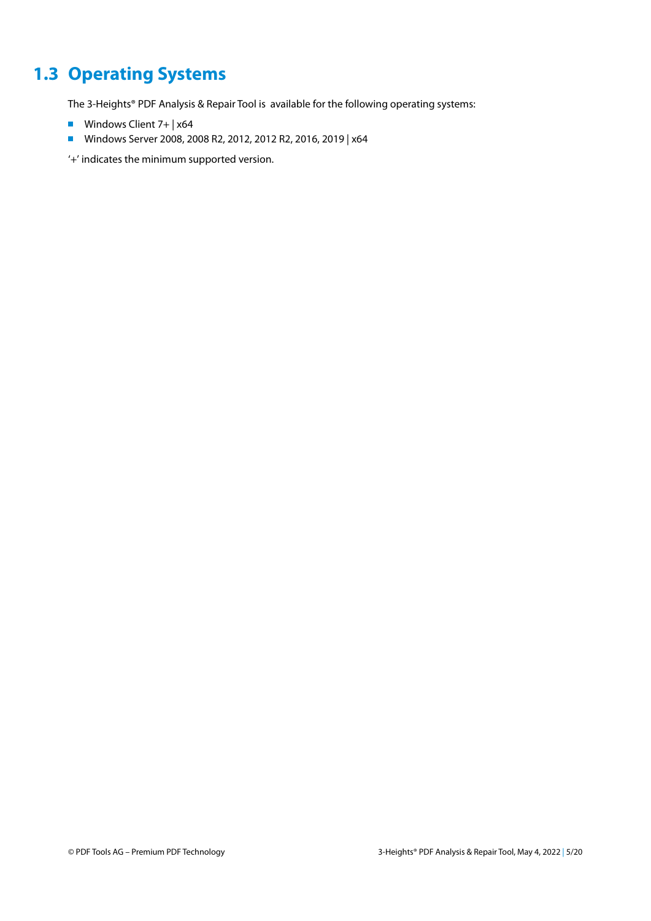## 1.3 Operating Systems

The 3-Heights® PDF Analysis & Repair Tool is available for the following operating systems:

- Windows Client 7+ | x64
- Windows Server 2008, 2008 R2, 2012, 2012 R2, 2016, 2019 | x64

'+' indicates the minimum supported version.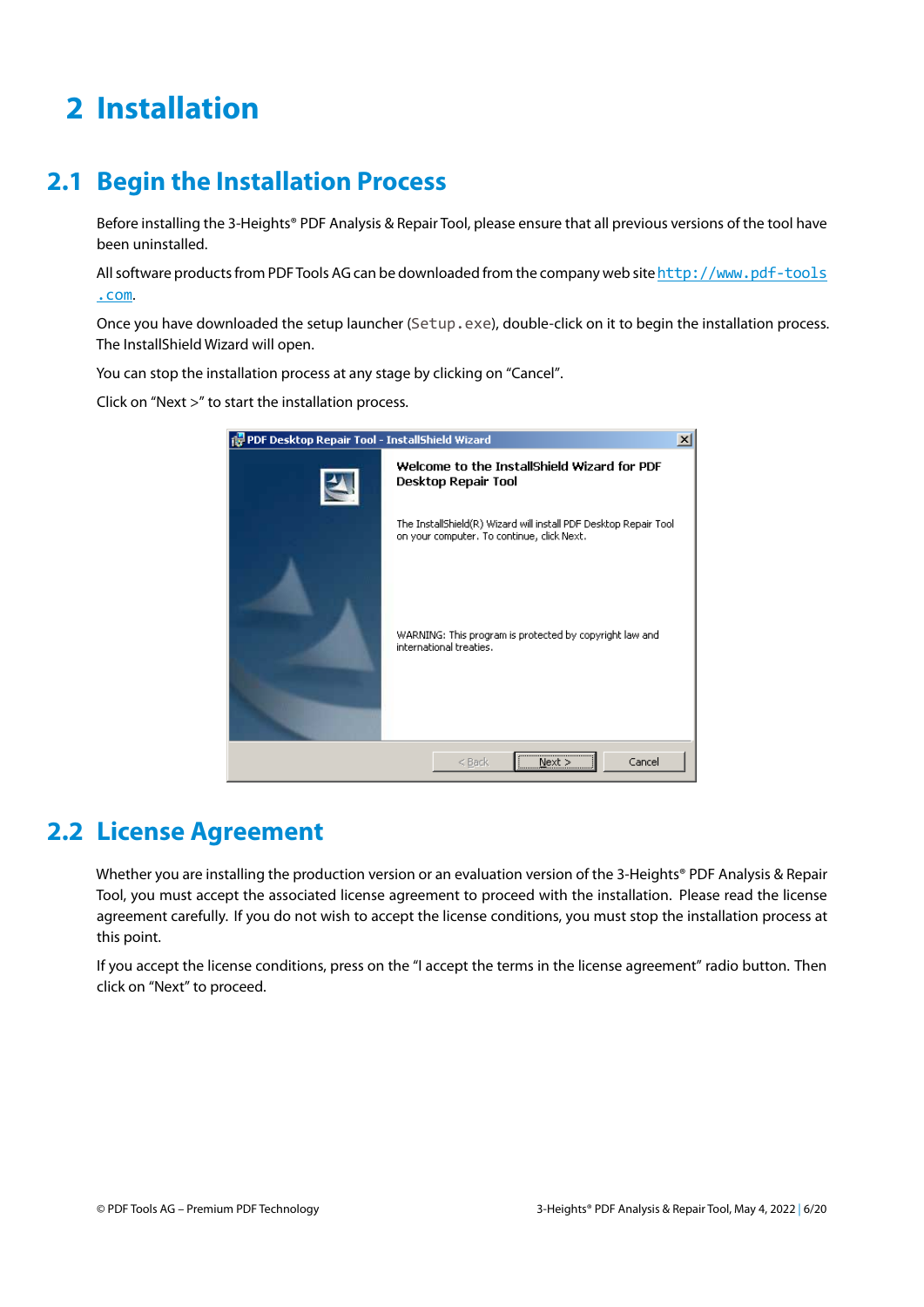# 2 Installation

## 2.1 Begin the Installation Process

Before installing the 3-Heights® PDF Analysis & Repair Tool, please ensure that all previous versions of the tool have been uninstalled.

All software products from PDF Tools AG can be downloaded from the company web site http://www.pdf-tools.com.

Once you have downloaded the setup launcher (`Setup.exe`), double-click on it to begin the installation process. The InstallShield Wizard will open.

You can stop the installation process at any stage by clicking on "Cancel".

Click on "Next >" to start the installation process.

## 2.2 License Agreement

Whether you are installing the production version or an evaluation version of the 3-Heights® PDF Analysis & Repair Tool, you must accept the associated license agreement to proceed with the installation. Please read the license agreement carefully. If you do not wish to accept the license conditions, you must stop the installation process at this point.

If you accept the license conditions, press on the "I accept the terms in the license agreement" radio button. Then click on "Next" to proceed.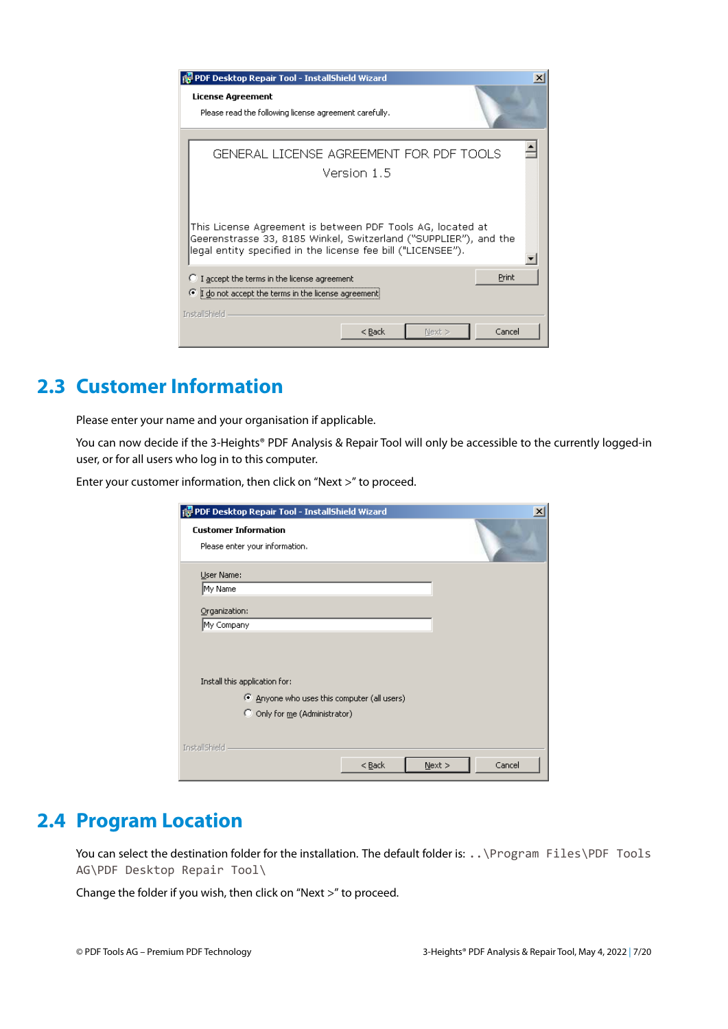## 2.3 Customer Information

Please enter your name and your organisation if applicable.

You can now decide if the 3-Heights® PDF Analysis & Repair Tool will only be accessible to the currently logged-in user, or for all users who log in to this computer.

Enter your customer information, then click on "Next >" to proceed.

## 2.4 Program Location

You can select the destination folder for the installation. The default folder is: `..\Program Files\PDF Tools AG\PDF Desktop Repair Tool\`

Change the folder if you wish, then click on "Next >" to proceed.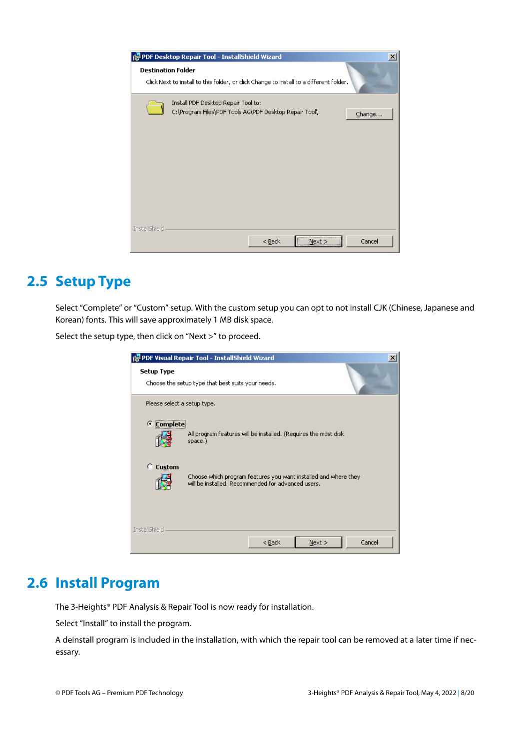## 2.5 Setup Type

Select "Complete" or "Custom" setup. With the custom setup you can opt to not install CJK (Chinese, Japanese and Korean) fonts. This will save approximately 1 MB disk space.

Select the setup type, then click on "Next >" to proceed.

## 2.6 Install Program

The 3-Heights® PDF Analysis & Repair Tool is now ready for installation.

Select "Install" to install the program.

A deinstall program is included in the installation, with which the repair tool can be removed at a later time if necessary.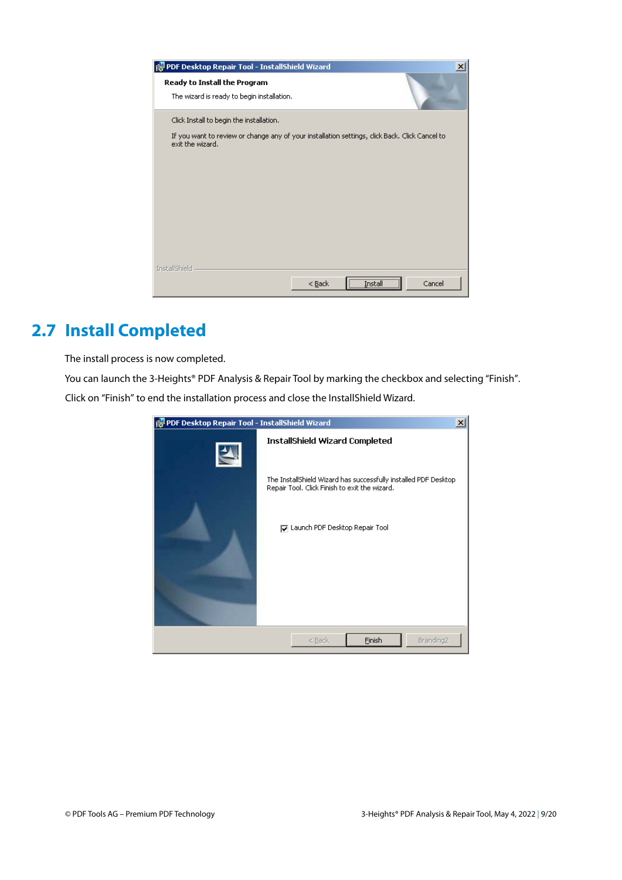## 2.7 Install Completed

The install process is now completed.

You can launch the 3-Heights® PDF Analysis & Repair Tool by marking the checkbox and selecting "Finish".

Click on "Finish" to end the installation process and close the InstallShield Wizard.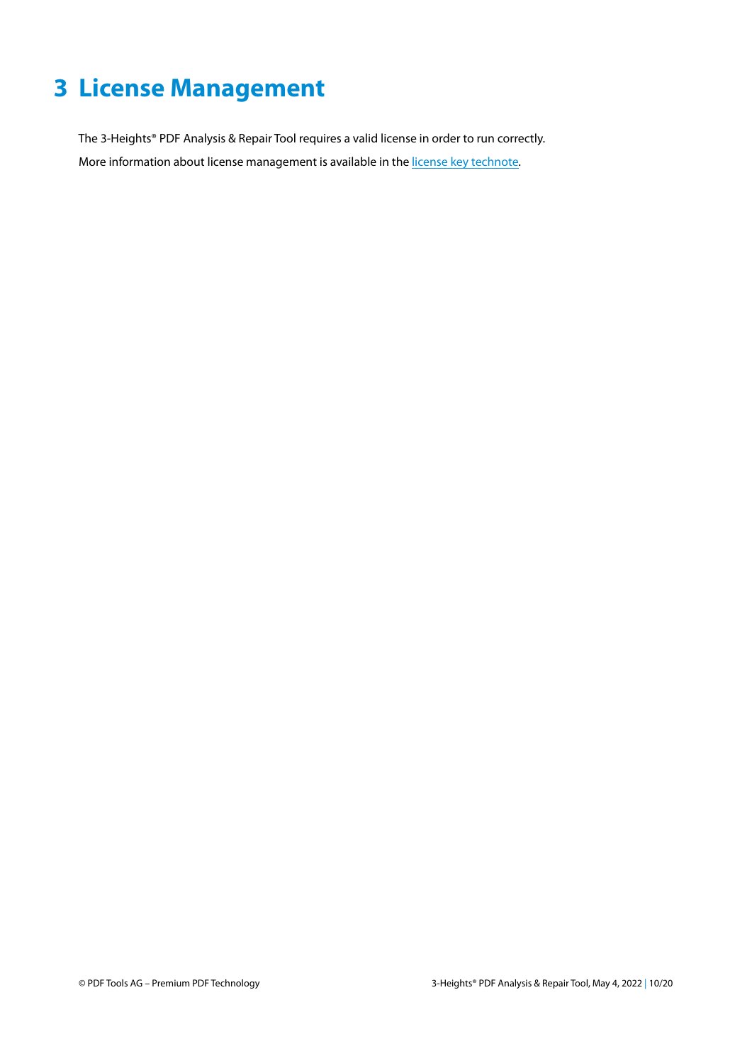# 3 License Management

The 3-Heights® PDF Analysis & Repair Tool requires a valid license in order to run correctly.

More information about license management is available in the license key technote.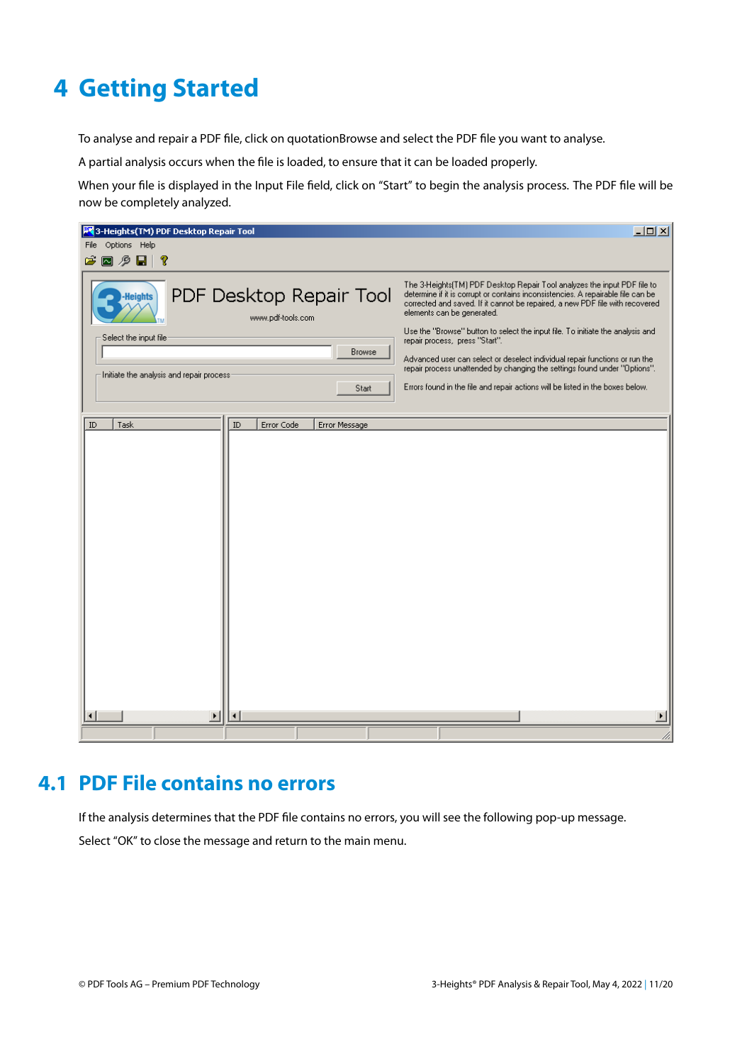# 4 Getting Started

To analyse and repair a PDF file, click on quotationBrowse and select the PDF file you want to analyse.

A partial analysis occurs when the file is loaded, to ensure that it can be loaded properly.

When your file is displayed in the Input File field, click on “Start” to begin the analysis process. The PDF file will be now be completely analyzed.

## 4.1 PDF File contains no errors

If the analysis determines that the PDF file contains no errors, you will see the following pop-up message.

Select “OK” to close the message and return to the main menu.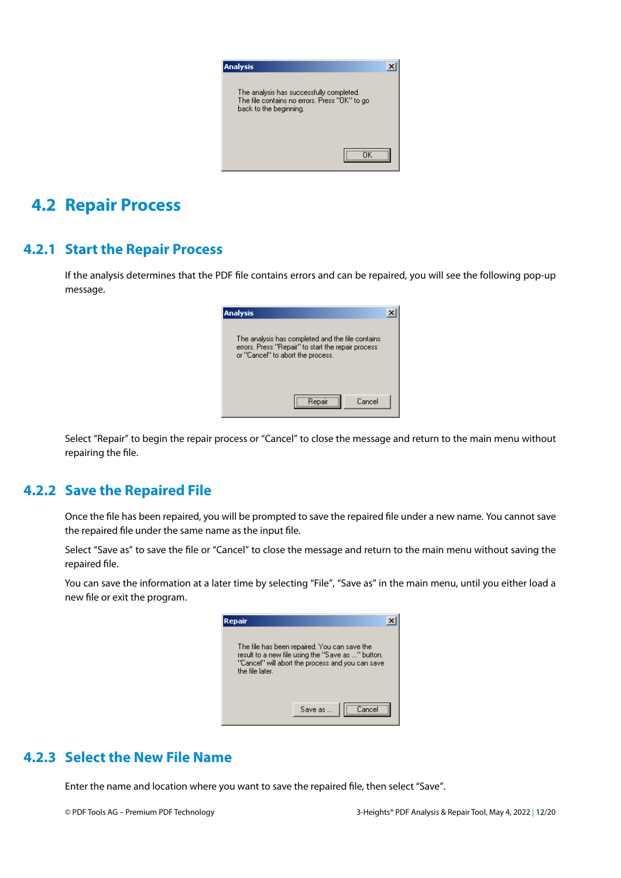## 4.2 Repair Process

### 4.2.1 Start the Repair Process

If the analysis determines that the PDF file contains errors and can be repaired, you will see the following pop-up message.

Select “Repair” to begin the repair process or “Cancel” to close the message and return to the main menu without repairing the file.

### 4.2.2 Save the Repaired File

Once the file has been repaired, you will be prompted to save the repaired file under a new name. You cannot save the repaired file under the same name as the input file.

Select “Save as” to save the file or “Cancel” to close the message and return to the main menu without saving the repaired file.

You can save the information at a later time by selecting “File”, “Save as” in the main menu, until you either load a new file or exit the program.

### 4.2.3 Select the New File Name

Enter the name and location where you want to save the repaired file, then select “Save”.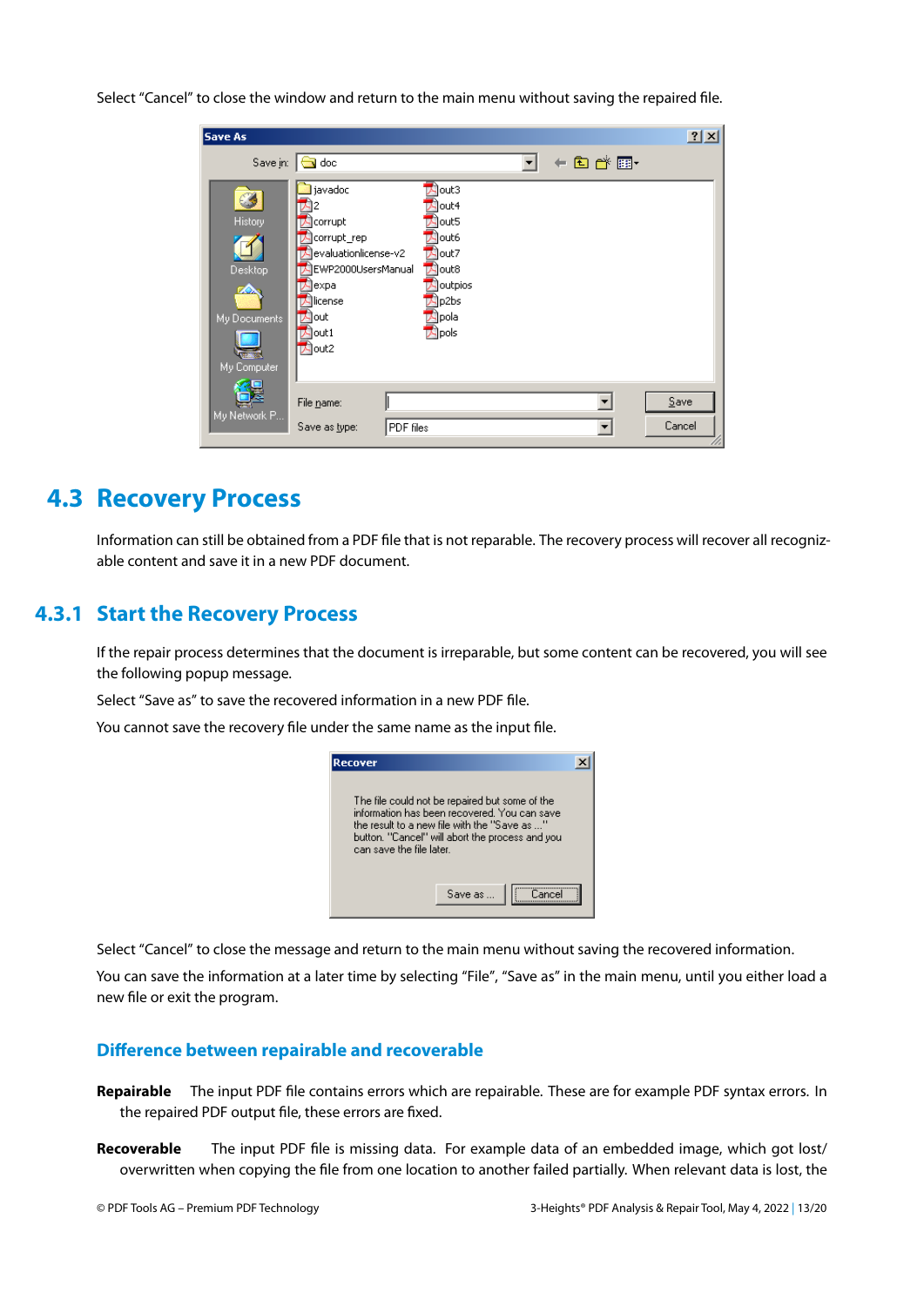Select “Cancel” to close the window and return to the main menu without saving the repaired file.

## 4.3 Recovery Process

Information can still be obtained from a PDF file that is not reparable. The recovery process will recover all recognizable content and save it in a new PDF document.

### 4.3.1 Start the Recovery Process

If the repair process determines that the document is irreparable, but some content can be recovered, you will see the following popup message.

Select “Save as” to save the recovered information in a new PDF file.

You cannot save the recovery file under the same name as the input file.

Select “Cancel” to close the message and return to the main menu without saving the recovered information.

You can save the information at a later time by selecting “File”, “Save as” in the main menu, until you either load a new file or exit the program.

#### Difference between repairable and recoverable

**Repairable** The input PDF file contains errors which are repairable. These are for example PDF syntax errors. In the repaired PDF output file, these errors are fixed.

**Recoverable** The input PDF file is missing data. For example data of an embedded image, which got lost/overwritten when copying the file from one location to another failed partially. When relevant data is lost, the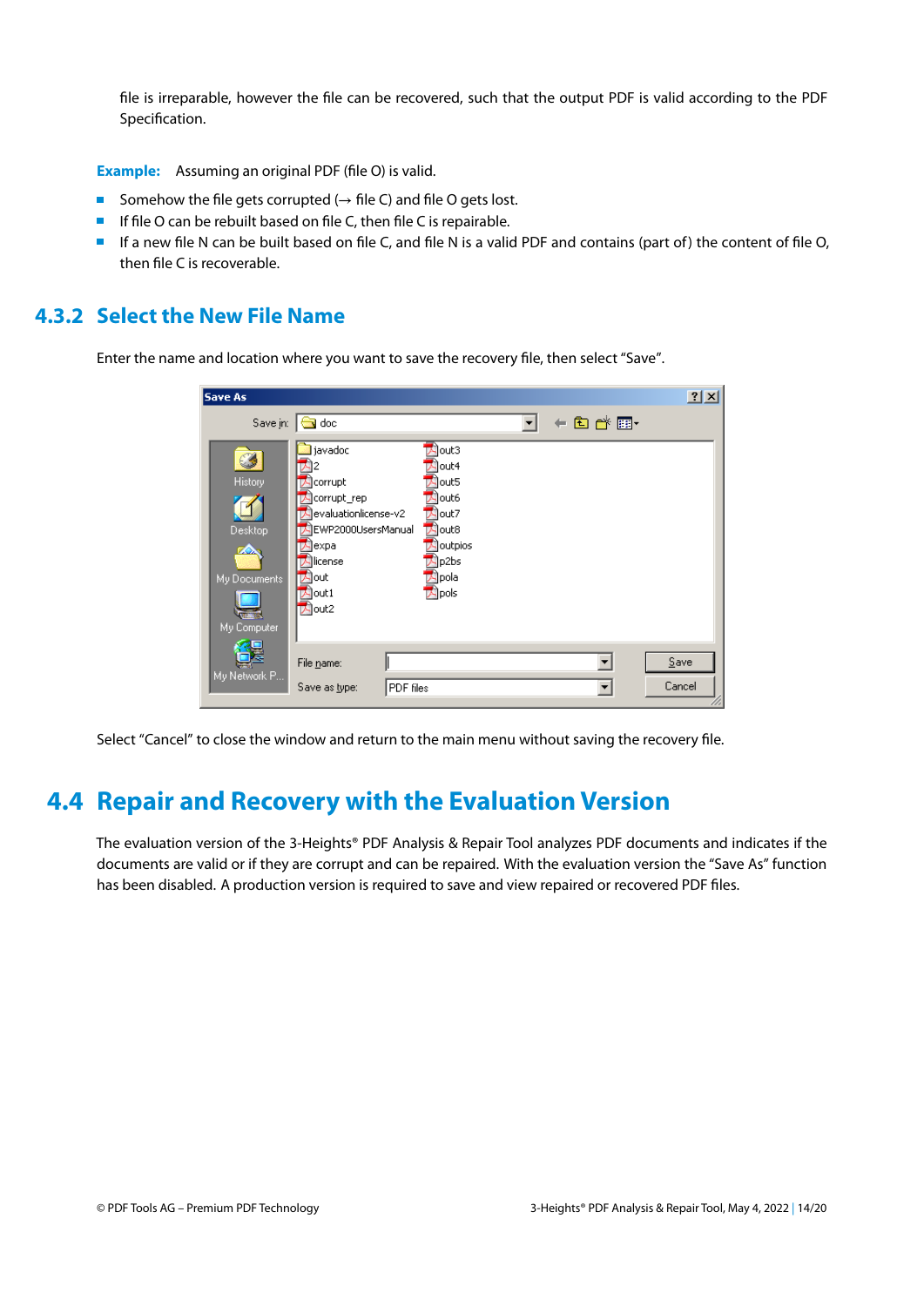file is irreparable, however the file can be recovered, such that the output PDF is valid according to the PDF Specification.

**Example:** Assuming an original PDF (file O) is valid.

- Somehow the file gets corrupted (→ file C) and file O gets lost.
- If file O can be rebuilt based on file C, then file C is repairable.
- If a new file N can be built based on file C, and file N is a valid PDF and contains (part of) the content of file O, then file C is recoverable.

### 4.3.2 Select the New File Name

Enter the name and location where you want to save the recovery file, then select "Save".

Select "Cancel" to close the window and return to the main menu without saving the recovery file.

## 4.4 Repair and Recovery with the Evaluation Version

The evaluation version of the 3-Heights® PDF Analysis & Repair Tool analyzes PDF documents and indicates if the documents are valid or if they are corrupt and can be repaired. With the evaluation version the "Save As" function has been disabled. A production version is required to save and view repaired or recovered PDF files.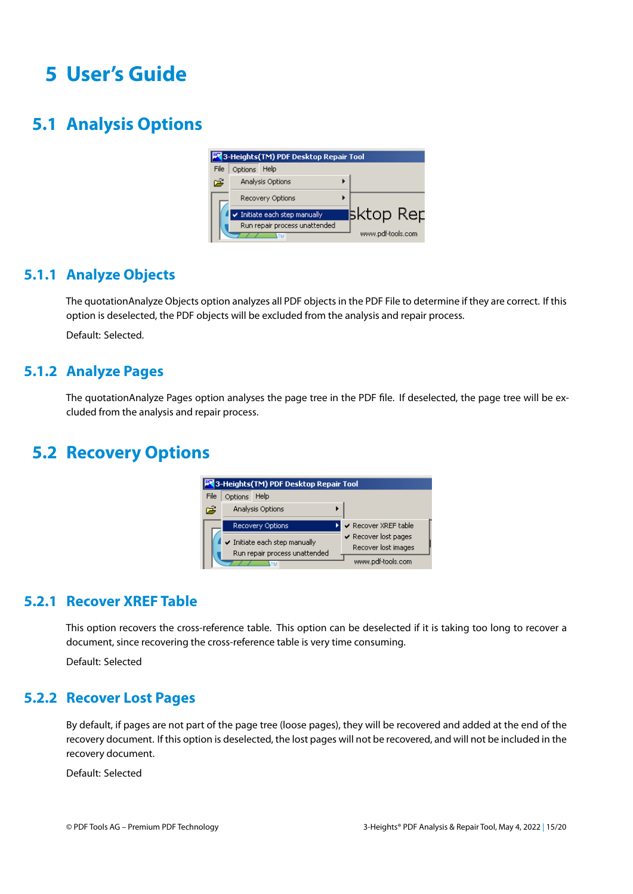# 5 User's Guide

## 5.1 Analysis Options

### 5.1.1 Analyze Objects

The quotationAnalyze Objects option analyzes all PDF objects in the PDF File to determine if they are correct. If this option is deselected, the PDF objects will be excluded from the analysis and repair process.

Default: Selected.

### 5.1.2 Analyze Pages

The quotationAnalyze Pages option analyses the page tree in the PDF file. If deselected, the page tree will be excluded from the analysis and repair process.

## 5.2 Recovery Options

### 5.2.1 Recover XREF Table

This option recovers the cross-reference table. This option can be deselected if it is taking too long to recover a document, since recovering the cross-reference table is very time consuming.

Default: Selected

### 5.2.2 Recover Lost Pages

By default, if pages are not part of the page tree (loose pages), they will be recovered and added at the end of the recovery document. If this option is deselected, the lost pages will not be recovered, and will not be included in the recovery document.

Default: Selected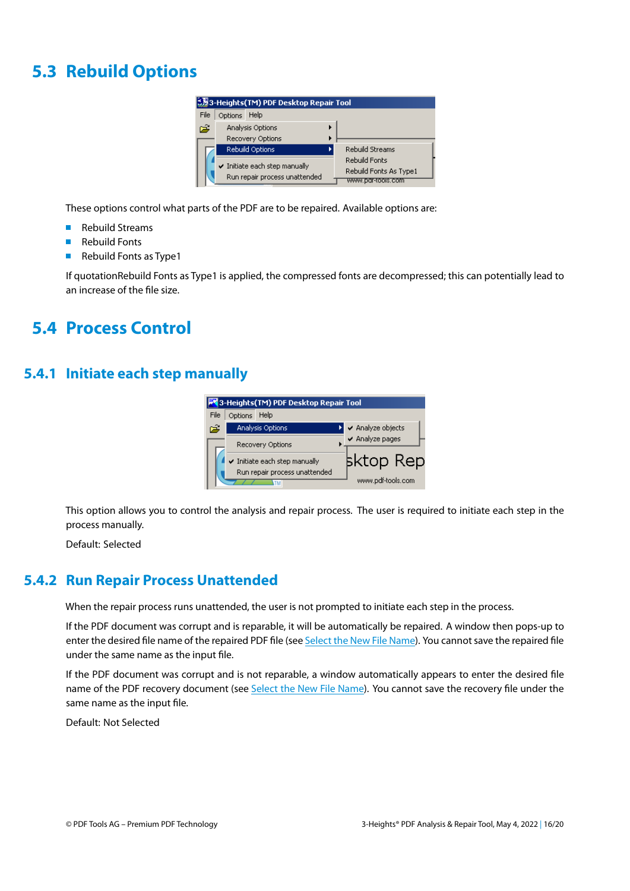## 5.3 Rebuild Options

These options control what parts of the PDF are to be repaired. Available options are:

- Rebuild Streams
- Rebuild Fonts
- Rebuild Fonts as Type1

If quotationRebuild Fonts as Type1 is applied, the compressed fonts are decompressed; this can potentially lead to an increase of the file size.

## 5.4 Process Control

### 5.4.1 Initiate each step manually

This option allows you to control the analysis and repair process. The user is required to initiate each step in the process manually.

Default: Selected

### 5.4.2 Run Repair Process Unattended

When the repair process runs unattended, the user is not prompted to initiate each step in the process.

If the PDF document was corrupt and is reparable, it will be automatically be repaired. A window then pops-up to enter the desired file name of the repaired PDF file (see Select the New File Name). You cannot save the repaired file under the same name as the input file.

If the PDF document was corrupt and is not reparable, a window automatically appears to enter the desired file name of the PDF recovery document (see Select the New File Name). You cannot save the recovery file under the same name as the input file.

Default: Not Selected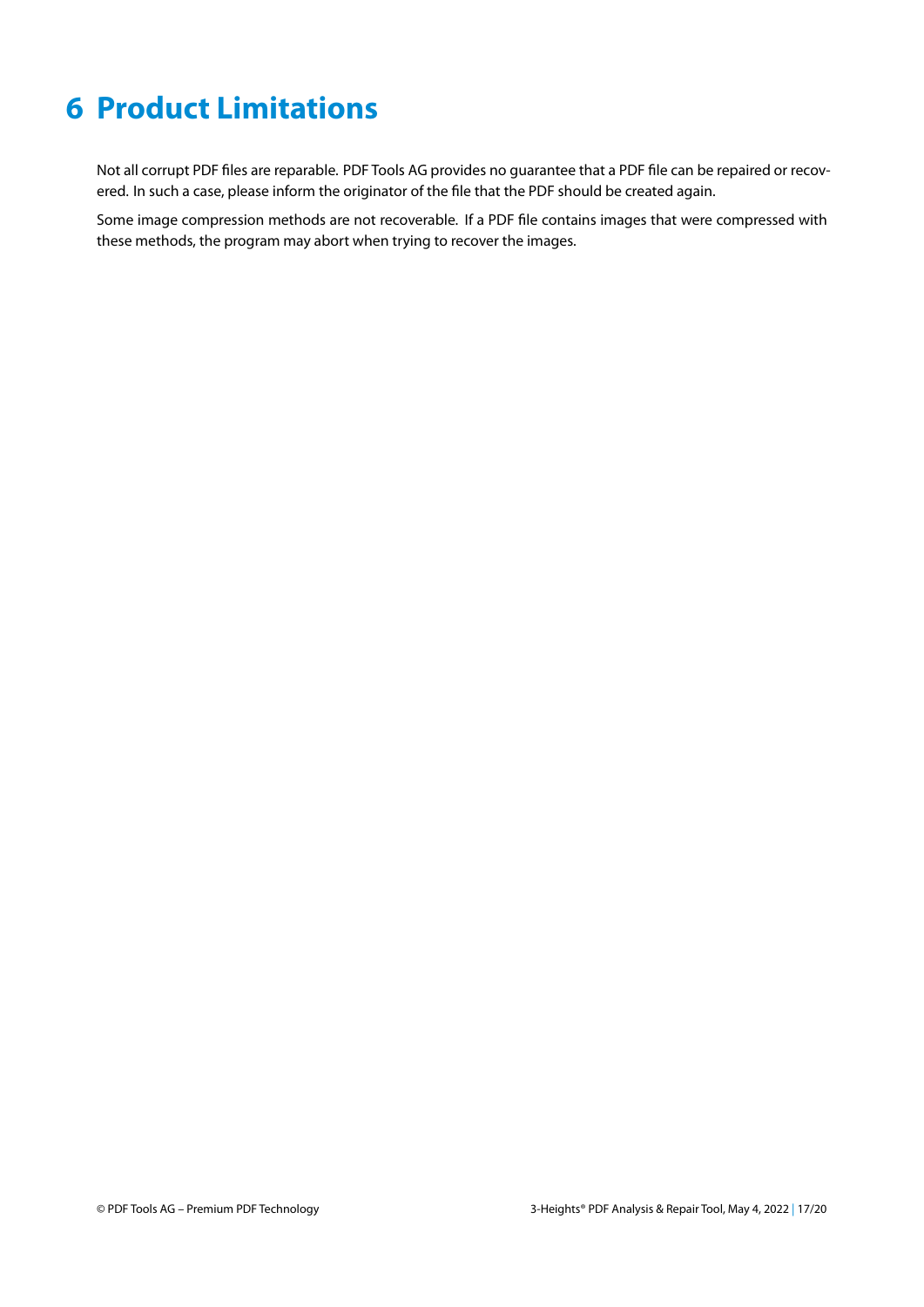# 6 Product Limitations

Not all corrupt PDF files are reparable. PDF Tools AG provides no guarantee that a PDF file can be repaired or recovered. In such a case, please inform the originator of the file that the PDF should be created again.

Some image compression methods are not recoverable. If a PDF file contains images that were compressed with these methods, the program may abort when trying to recover the images.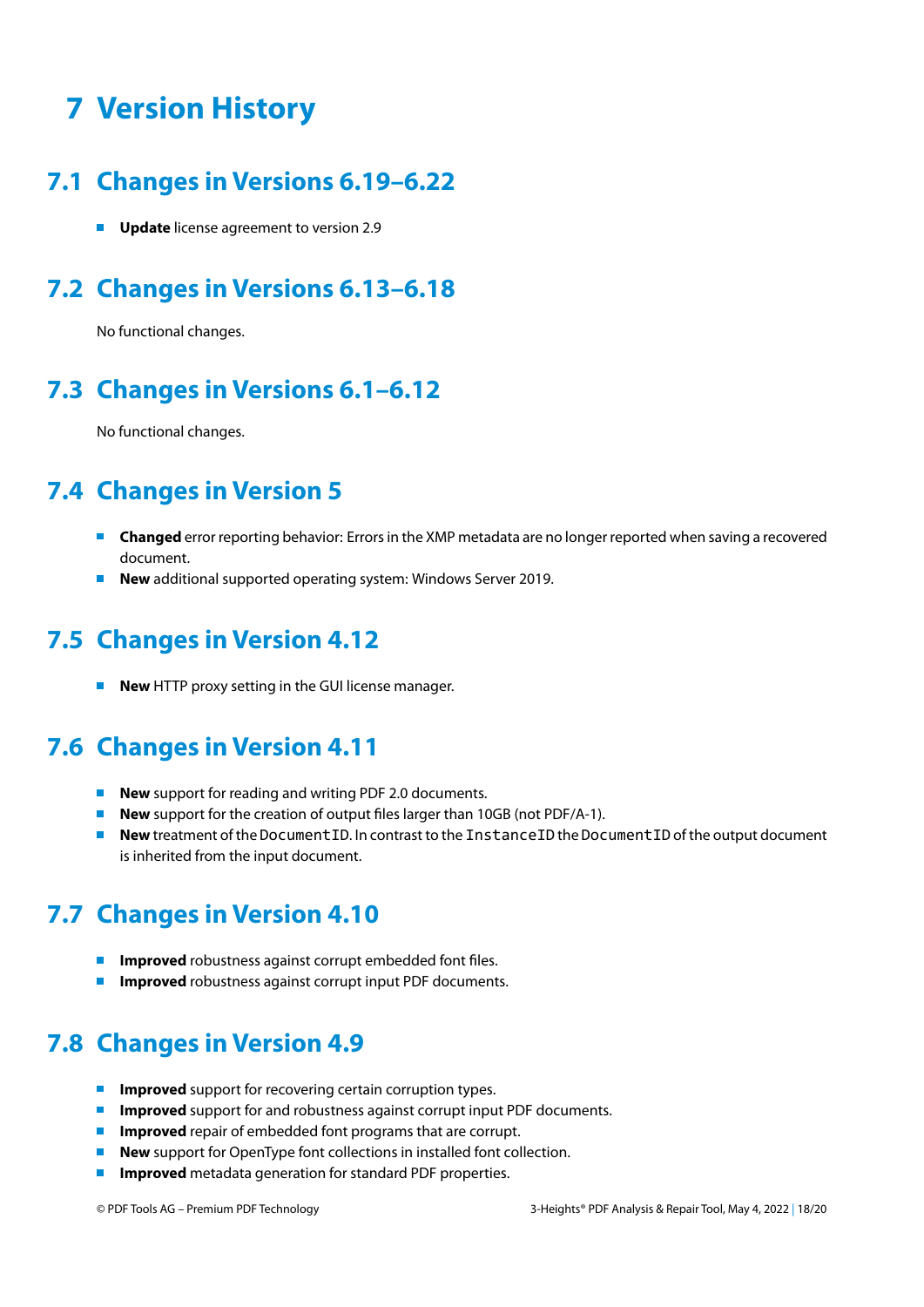# 7 Version History

## 7.1 Changes in Versions 6.19–6.22

- **Update** license agreement to version 2.9

## 7.2 Changes in Versions 6.13–6.18

No functional changes.

## 7.3 Changes in Versions 6.1–6.12

No functional changes.

## 7.4 Changes in Version 5

- **Changed** error reporting behavior: Errors in the XMP metadata are no longer reported when saving a recovered document.
- **New** additional supported operating system: Windows Server 2019.

## 7.5 Changes in Version 4.12

- **New** HTTP proxy setting in the GUI license manager.

## 7.6 Changes in Version 4.11

- **New** support for reading and writing PDF 2.0 documents.
- **New** support for the creation of output files larger than 10GB (not PDF/A-1).
- **New** treatment of the `DocumentID`. In contrast to the `InstanceID` the `DocumentID` of the output document is inherited from the input document.

## 7.7 Changes in Version 4.10

- **Improved** robustness against corrupt embedded font files.
- **Improved** robustness against corrupt input PDF documents.

## 7.8 Changes in Version 4.9

- **Improved** support for recovering certain corruption types.
- **Improved** support for and robustness against corrupt input PDF documents.
- **Improved** repair of embedded font programs that are corrupt.
- **New** support for OpenType font collections in installed font collection.
- **Improved** metadata generation for standard PDF properties.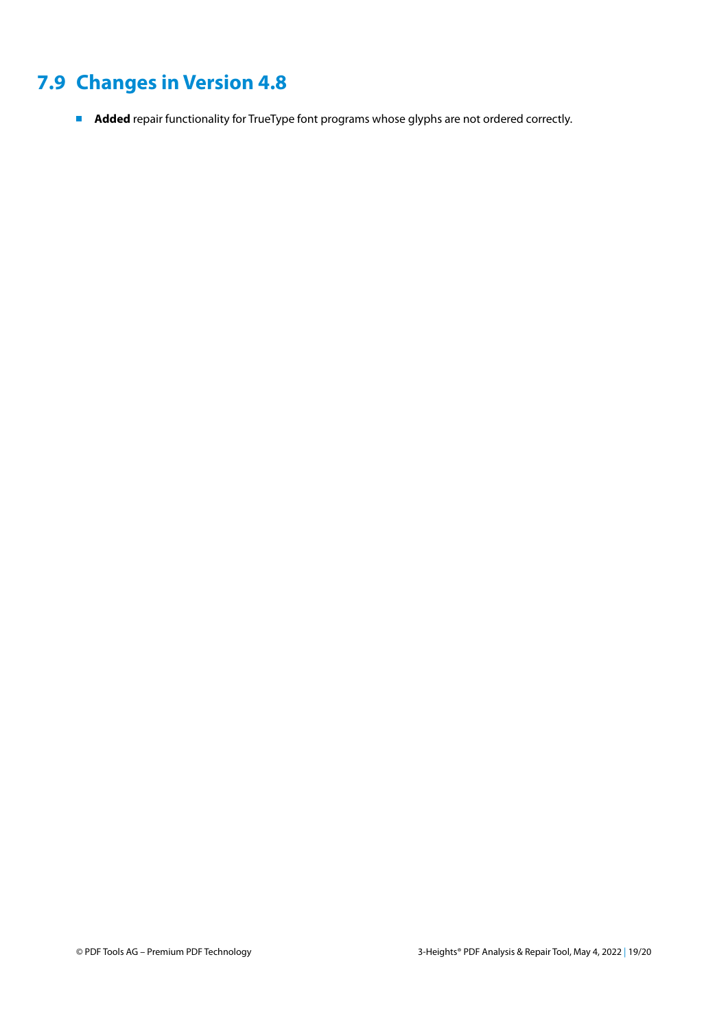## 7.9 Changes in Version 4.8

- **Added** repair functionality for TrueType font programs whose glyphs are not ordered correctly.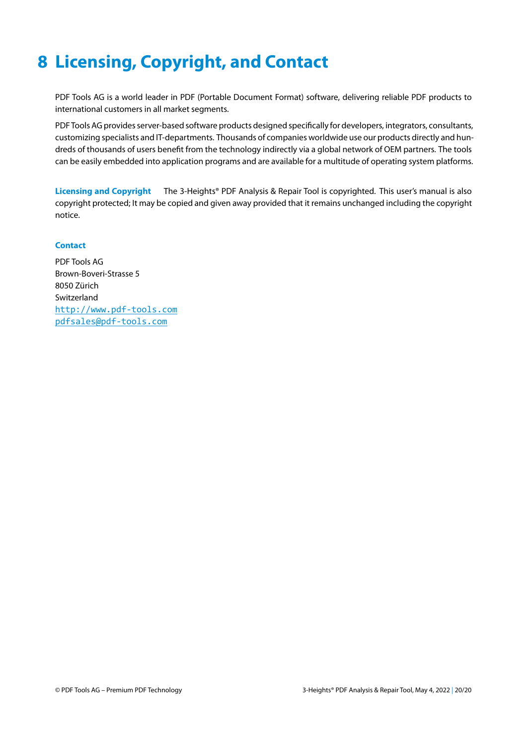# 8 Licensing, Copyright, and Contact

PDF Tools AG is a world leader in PDF (Portable Document Format) software, delivering reliable PDF products to international customers in all market segments.

PDF Tools AG provides server-based software products designed specifically for developers, integrators, consultants, customizing specialists and IT-departments. Thousands of companies worldwide use our products directly and hundreds of thousands of users benefit from the technology indirectly via a global network of OEM partners. The tools can be easily embedded into application programs and are available for a multitude of operating system platforms.

**Licensing and Copyright** The 3-Heights® PDF Analysis & Repair Tool is copyrighted. This user's manual is also copyright protected; It may be copied and given away provided that it remains unchanged including the copyright notice.

**Contact**

PDF Tools AG
Brown-Boveri-Strasse 5
8050 Zürich
Switzerland
http://www.pdf-tools.com
pdfsales@pdf-tools.com